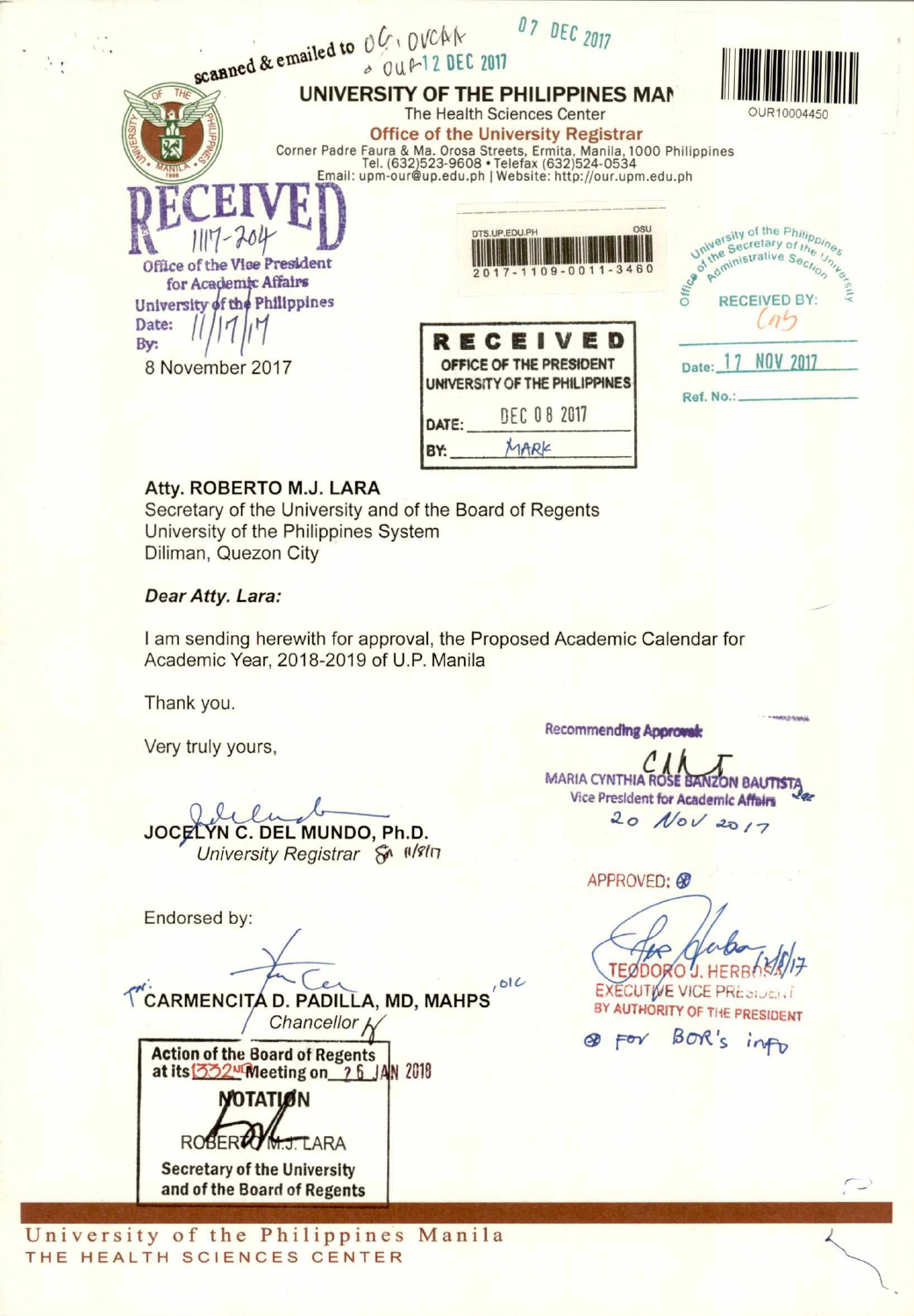scanned & emailed to OC, OVCAA 07 DEC 2017
OUR-12 DEC 2017

# UNIVERSITY OF THE PHILIPPINES MANILA

The Health Sciences Center

**Office of the University Registrar**

Corner Padre Faura & Ma. Orosa Streets, Ermita, Manila, 1000 Philippines
Tel. (632)523-9608 • Telefax (632)524-0534
Email: upm-our@up.edu.ph | Website: http://our.upm.edu.ph

OUR10004450

RECEIVED
1117-204
Office of the Vice President for Academic Affairs
University of the Philippines
Date: 11/17/17
By:

DTS.UP.EDU.PH OSU
2017-1109-0011-3460

Office of the Secretary of the University Administrative Section
RECEIVED BY: CAS
Date: 17 NOV 2017
Ref. No.:

RECEIVED
OFFICE OF THE PRESIDENT
UNIVERSITY OF THE PHILIPPINES
DATE: DEC 08 2017
BY: MARK

8 November 2017

**Atty. ROBERTO M.J. LARA**
Secretary of the University and of the Board of Regents
University of the Philippines System
Diliman, Quezon City

***Dear Atty. Lara:***

I am sending herewith for approval, the Proposed Academic Calendar for Academic Year, 2018-2019 of U.P. Manila

Thank you.

Very truly yours,

**JOCELYN C. DEL MUNDO, Ph.D.**
*University Registrar* 11/8/17

Recommending Approval:

**MARIA CYNTHIA ROSE BANZON BAUTISTA**
Vice President for Academic Affairs
20 Nov 2017

Endorsed by:

**CARMENCITA D. PADILLA, MD, MAHPS**, OIC
*Chancellor*

APPROVED:

**TEODORO J. HERBOSA** 12/8/17
EXECUTIVE VICE PRESIDENT
BY AUTHORITY OF THE PRESIDENT

For BOR's info

**Action of the Board of Regents at its 1332nd Meeting on 26 JAN 2018**
**NOTATION**
ROBERTO M.J. LARA
**Secretary of the University and of the Board of Regents**

University of the Philippines Manila
THE HEALTH SCIENCES CENTER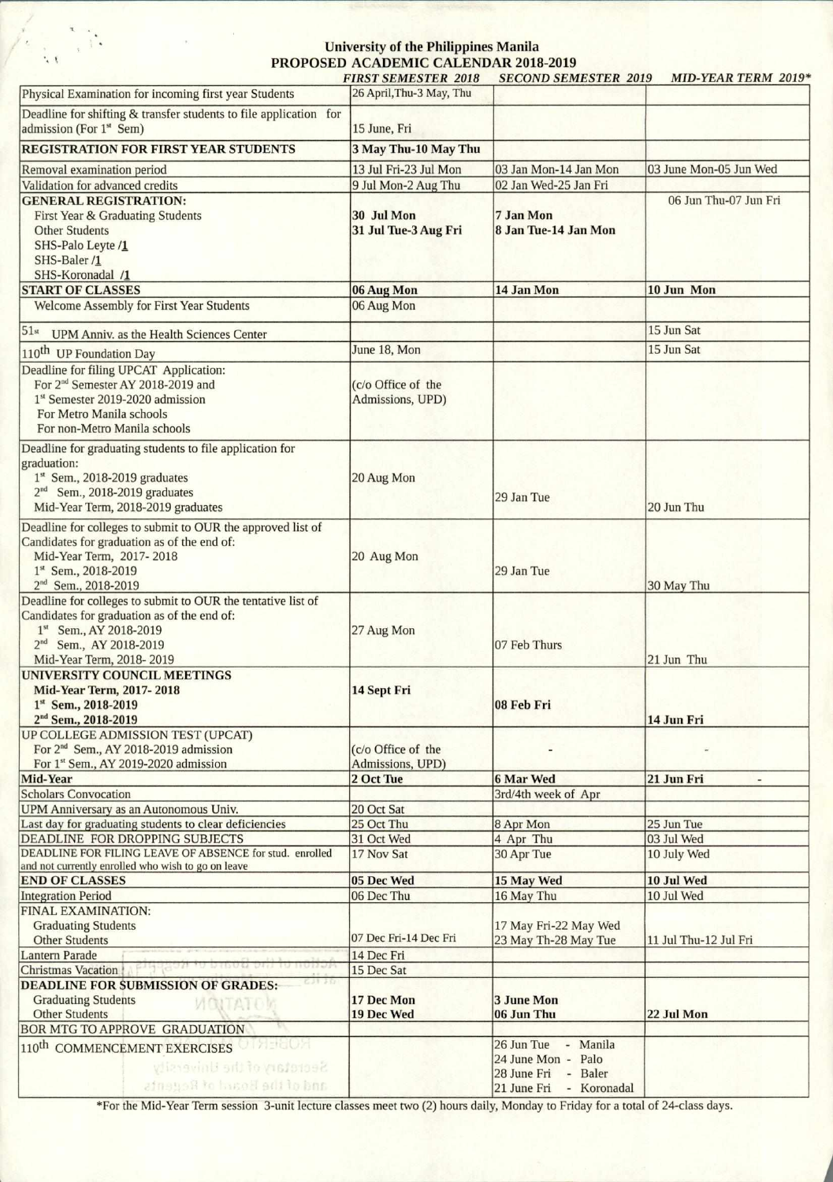**University of the Philippines Manila**
**PROPOSED ACADEMIC CALENDAR 2018-2019**

| | *FIRST SEMESTER 2018* | *SECOND SEMESTER 2019* | *MID-YEAR TERM 2019** |
|---|---|---|---|
| Physical Examination for incoming first year Students | 26 April,Thu-3 May, Thu | | |
| Deadline for shifting & transfer students to file application for admission (For 1st Sem) | 15 June, Fri | | |
| **REGISTRATION FOR FIRST YEAR STUDENTS** | **3 May Thu-10 May Thu** | | |
| Removal examination period | 13 Jul Fri-23 Jul Mon | 03 Jan Mon-14 Jan Mon | 03 June Mon-05 Jun Wed |
| Validation for advanced credits | 9 Jul Mon-2 Aug Thu | 02 Jan Wed-25 Jan Fri | |
| **GENERAL REGISTRATION:**<br>First Year & Graduating Students<br>Other Students<br>SHS-Palo Leyte /1<br>SHS-Baler /1<br>SHS-Koronadal /1 | <br>**30 Jul Mon**<br>**31 Jul Tue-3 Aug Fri** | <br>**7 Jan Mon**<br>**8 Jan Tue-14 Jan Mon** | 06 Jun Thu-07 Jun Fri |
| **START OF CLASSES** | **06 Aug Mon** | **14 Jan Mon** | **10 Jun Mon** |
| Welcome Assembly for First Year Students | 06 Aug Mon | | |
| 51st UPM Anniv. as the Health Sciences Center | | | 15 Jun Sat |
| 110th UP Foundation Day | June 18, Mon | | 15 Jun Sat |
| Deadline for filing UPCAT Application:<br>For 2nd Semester AY 2018-2019 and<br>1st Semester 2019-2020 admission<br>For Metro Manila schools<br>For non-Metro Manila schools | (c/o Office of the Admissions, UPD) | | |
| Deadline for graduating students to file application for graduation:<br>1st Sem., 2018-2019 graduates<br>2nd Sem., 2018-2019 graduates<br>Mid-Year Term, 2018-2019 graduates | 20 Aug Mon | 29 Jan Tue | 20 Jun Thu |
| Deadline for colleges to submit to OUR the approved list of Candidates for graduation as of the end of:<br>Mid-Year Term, 2017- 2018<br>1st Sem., 2018-2019<br>2nd Sem., 2018-2019 | 20 Aug Mon | 29 Jan Tue | 30 May Thu |
| Deadline for colleges to submit to OUR the tentative list of Candidates for graduation as of the end of:<br>1st Sem., AY 2018-2019<br>2nd Sem., AY 2018-2019<br>Mid-Year Term, 2018- 2019 | 27 Aug Mon | 07 Feb Thurs | 21 Jun Thu |
| **UNIVERSITY COUNCIL MEETINGS**<br>**Mid-Year Term, 2017- 2018**<br>**1st Sem., 2018-2019**<br>**2nd Sem., 2018-2019** | **14 Sept Fri** | **08 Feb Fri** | **14 Jun Fri** |
| UP COLLEGE ADMISSION TEST (UPCAT)<br>For 2nd Sem., AY 2018-2019 admission<br>For 1st Sem., AY 2019-2020 admission | (c/o Office of the Admissions, UPD) | - | - |
| **Mid-Year** | **2 Oct Tue** | **6 Mar Wed** | **21 Jun Fri** |
| Scholars Convocation | | 3rd/4th week of Apr | |
| UPM Anniversary as an Autonomous Univ. | 20 Oct Sat | | |
| Last day for graduating students to clear deficiencies | 25 Oct Thu | 8 Apr Mon | 25 Jun Tue |
| DEADLINE FOR DROPPING SUBJECTS | 31 Oct Wed | 4 Apr Thu | 03 Jul Wed |
| DEADLINE FOR FILING LEAVE OF ABSENCE for stud. enrolled and not currently enrolled who wish to go on leave | 17 Nov Sat | 30 Apr Tue | 10 July Wed |
| **END OF CLASSES** | **05 Dec Wed** | **15 May Wed** | **10 Jul Wed** |
| Integration Period | 06 Dec Thu | 16 May Thu | 10 Jul Wed |
| FINAL EXAMINATION:<br>Graduating Students<br>Other Students | <br><br>07 Dec Fri-14 Dec Fri | <br>17 May Fri-22 May Wed<br>23 May Th-28 May Tue | <br><br>11 Jul Thu-12 Jul Fri |
| Lantern Parade | 14 Dec Fri | | |
| Christmas Vacation | 15 Dec Sat | | |
| **DEADLINE FOR SUBMISSION OF GRADES:**<br>Graduating Students<br>Other Students | <br>**17 Dec Mon**<br>**19 Dec Wed** | <br>**3 June Mon**<br>**06 Jun Thu** | <br><br>**22 Jul Mon** |
| BOR MTG TO APPROVE GRADUATION | | | |
| 110th COMMENCEMENT EXERCISES | | 26 Jun Tue - Manila<br>24 June Mon - Palo<br>28 June Fri - Baler<br>21 June Fri - Koronadal | |

*For the Mid-Year Term session 3-unit lecture classes meet two (2) hours daily, Monday to Friday for a total of 24-class days.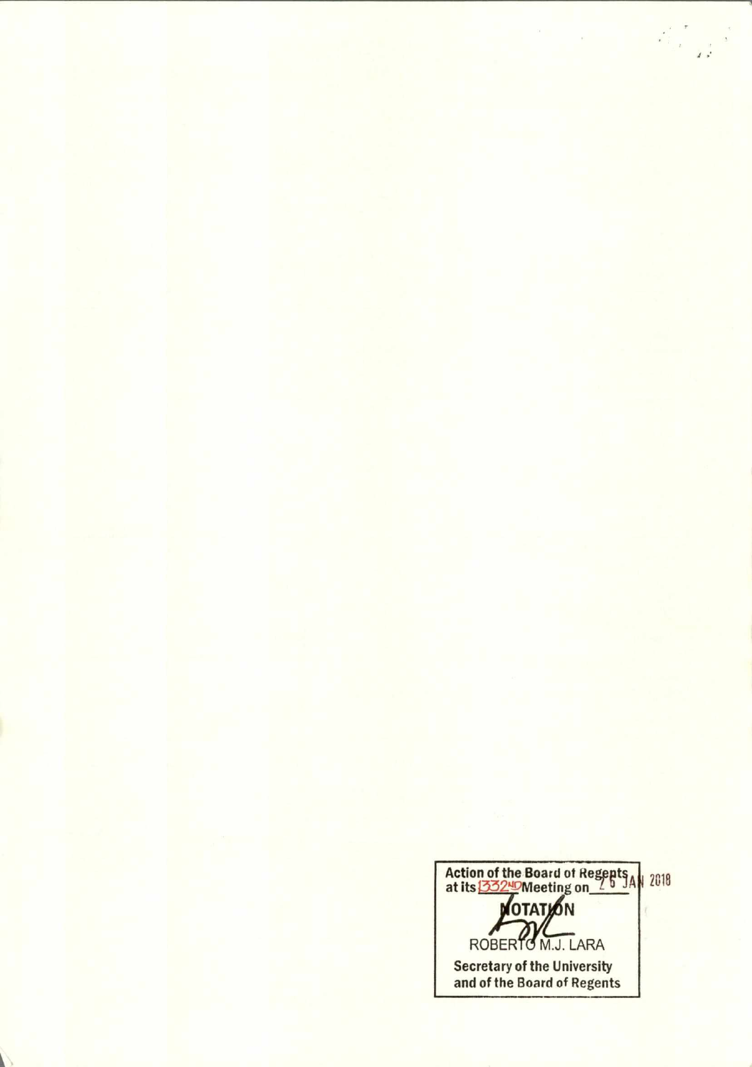Action of the Board of Regents at its 1332ND Meeting on 25 JAN 2018

NOTATION

ROBERTO M.J. LARA

Secretary of the University and of the Board of Regents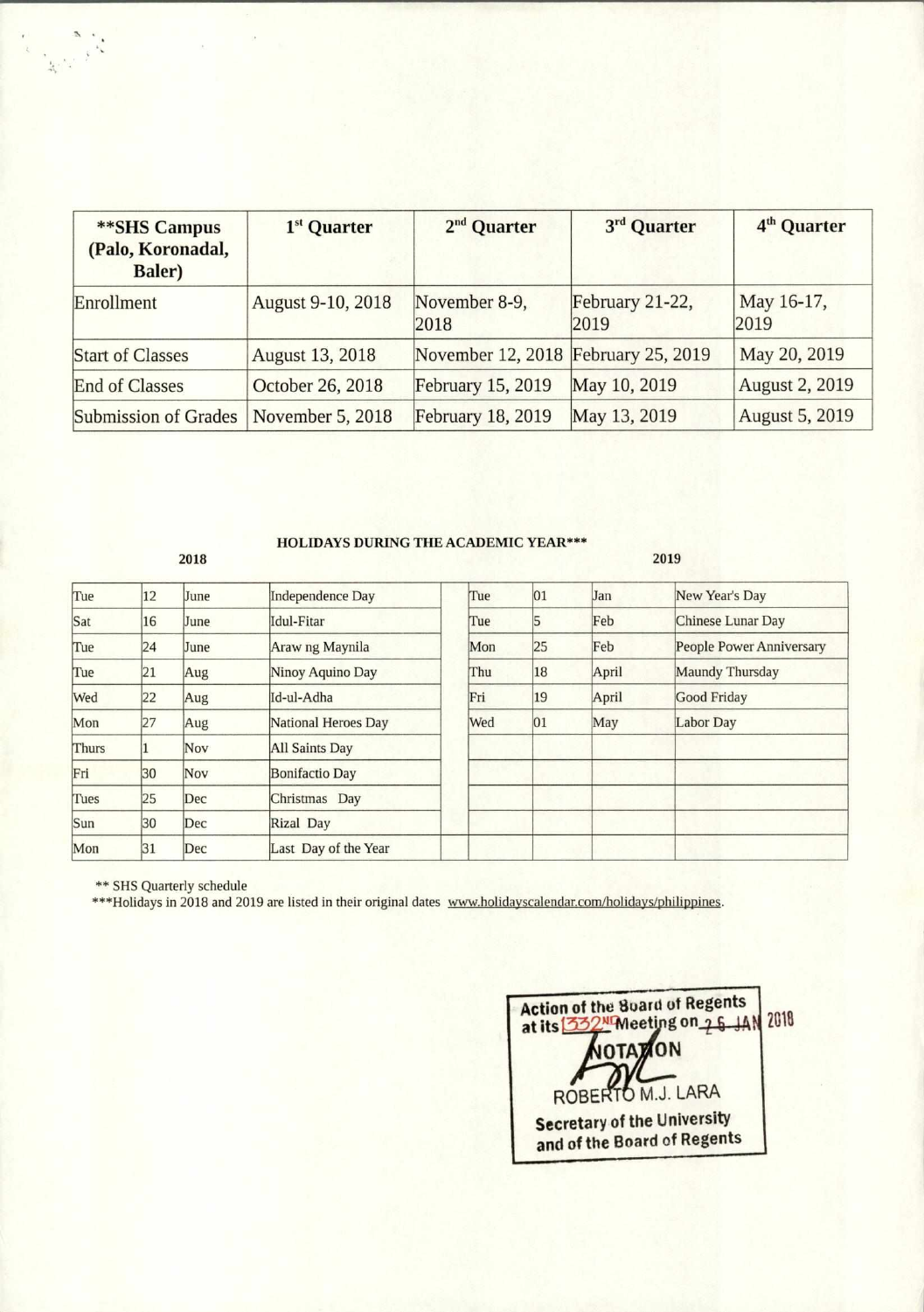| **SHS Campus (Palo, Koronadal, Baler) | 1st Quarter | 2nd Quarter | 3rd Quarter | 4th Quarter |
|---|---|---|---|---|
| Enrollment | August 9-10, 2018 | November 8-9, 2018 | February 21-22, 2019 | May 16-17, 2019 |
| Start of Classes | August 13, 2018 | November 12, 2018 | February 25, 2019 | May 20, 2019 |
| End of Classes | October 26, 2018 | February 15, 2019 | May 10, 2019 | August 2, 2019 |
| Submission of Grades | November 5, 2018 | February 18, 2019 | May 13, 2019 | August 5, 2019 |

**HOLIDAYS DURING THE ACADEMIC YEAR*****

| 2018 | | | | | 2019 | | | |
|---|---|---|---|---|---|---|---|---|
| Tue | 12 | June | Independence Day | | Tue | 01 | Jan | New Year's Day |
| Sat | 16 | June | Idul-Fitar | | Tue | 5 | Feb | Chinese Lunar Day |
| Tue | 24 | June | Araw ng Maynila | | Mon | 25 | Feb | People Power Anniversary |
| Tue | 21 | Aug | Ninoy Aquino Day | | Thu | 18 | April | Maundy Thursday |
| Wed | 22 | Aug | Id-ul-Adha | | Fri | 19 | April | Good Friday |
| Mon | 27 | Aug | National Heroes Day | | Wed | 01 | May | Labor Day |
| Thurs | 1 | Nov | All Saints Day | | | | | |
| Fri | 30 | Nov | Bonifactio Day | | | | | |
| Tues | 25 | Dec | Christmas Day | | | | | |
| Sun | 30 | Dec | Rizal Day | | | | | |
| Mon | 31 | Dec | Last Day of the Year | | | | | |

** SHS Quarterly schedule

***Holidays in 2018 and 2019 are listed in their original dates www.holidayscalendar.com/holidays/philippines.

Action of the Board of Regents
at its 1332ND Meeting on 26 JAN 2018
NOTATION
ROBERTO M.J. LARA
Secretary of the University
and of the Board of Regents